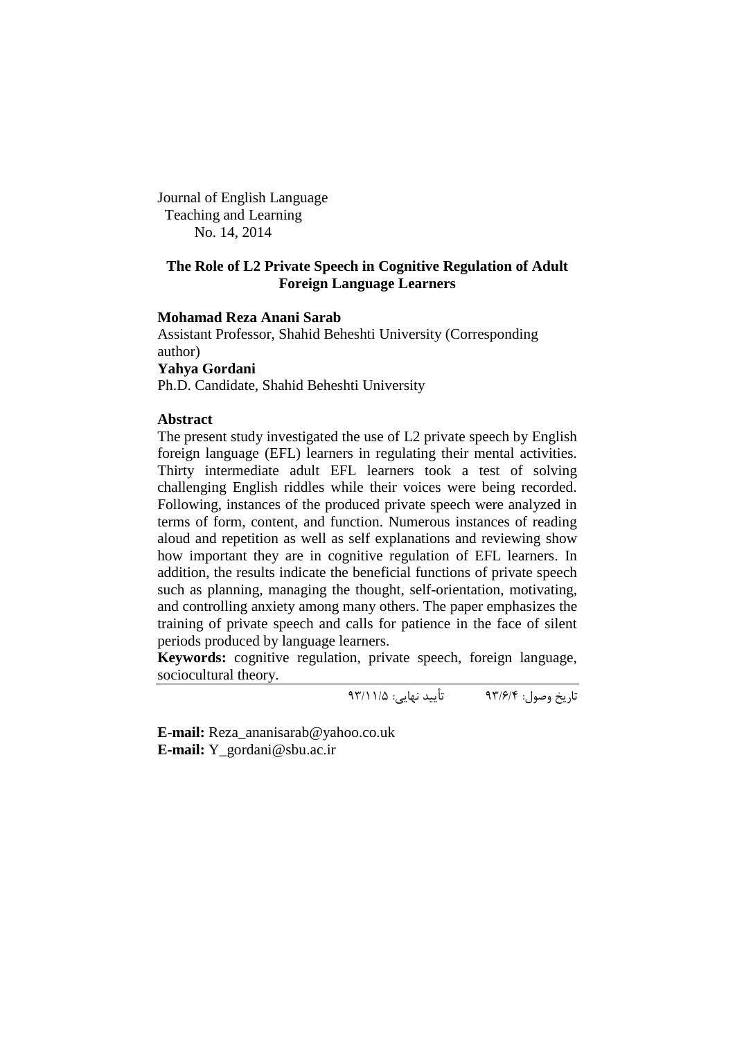Journal of English Language
Teaching and Learning
No. 14, 2014

# The Role of L2 Private Speech in Cognitive Regulation of Adult Foreign Language Learners

**Mohamad Reza Anani Sarab**
Assistant Professor, Shahid Beheshti University (Corresponding author)
**Yahya Gordani**
Ph.D. Candidate, Shahid Beheshti University

## Abstract

The present study investigated the use of L2 private speech by English foreign language (EFL) learners in regulating their mental activities. Thirty intermediate adult EFL learners took a test of solving challenging English riddles while their voices were being recorded. Following, instances of the produced private speech were analyzed in terms of form, content, and function. Numerous instances of reading aloud and repetition as well as self explanations and reviewing show how important they are in cognitive regulation of EFL learners. In addition, the results indicate the beneficial functions of private speech such as planning, managing the thought, self-orientation, motivating, and controlling anxiety among many others. The paper emphasizes the training of private speech and calls for patience in the face of silent periods produced by language learners.

**Keywords:** cognitive regulation, private speech, foreign language, sociocultural theory.

---

تاریخ وصول: ۹۳/۶/۴ تأیید نهایی: ۹۳/۱۱/۵

**E-mail:** Reza_ananisarab@yahoo.co.uk
**E-mail:** Y_gordani@sbu.ac.ir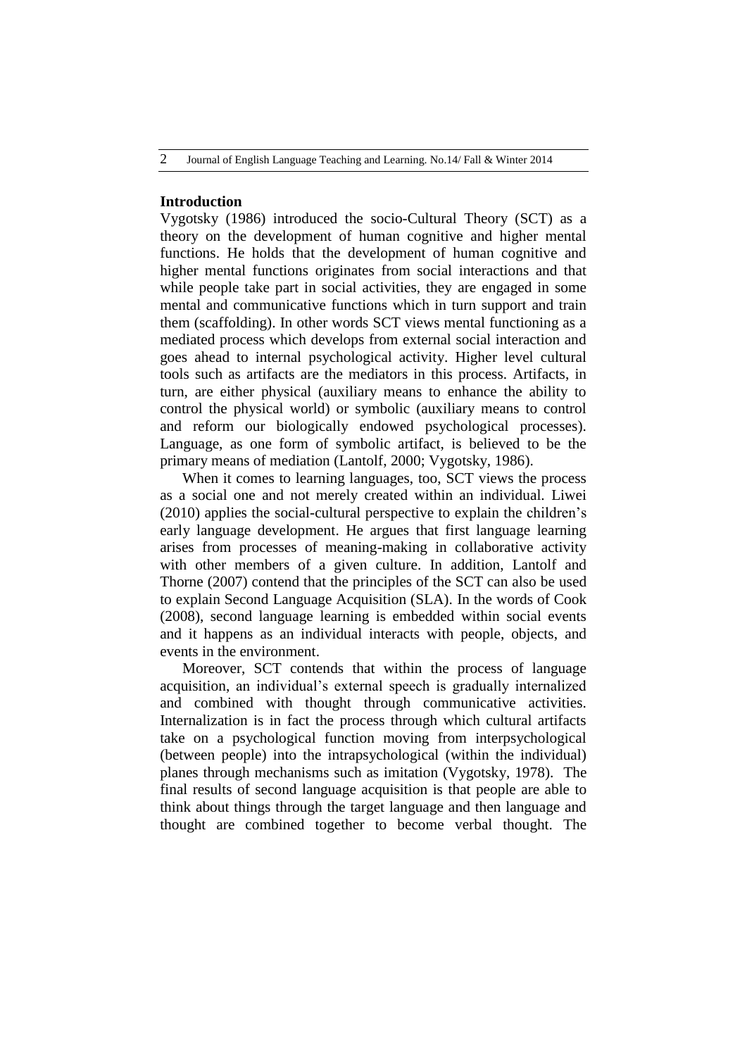## Introduction

Vygotsky (1986) introduced the socio-Cultural Theory (SCT) as a theory on the development of human cognitive and higher mental functions. He holds that the development of human cognitive and higher mental functions originates from social interactions and that while people take part in social activities, they are engaged in some mental and communicative functions which in turn support and train them (scaffolding). In other words SCT views mental functioning as a mediated process which develops from external social interaction and goes ahead to internal psychological activity. Higher level cultural tools such as artifacts are the mediators in this process. Artifacts, in turn, are either physical (auxiliary means to enhance the ability to control the physical world) or symbolic (auxiliary means to control and reform our biologically endowed psychological processes). Language, as one form of symbolic artifact, is believed to be the primary means of mediation (Lantolf, 2000; Vygotsky, 1986).

When it comes to learning languages, too, SCT views the process as a social one and not merely created within an individual. Liwei (2010) applies the social-cultural perspective to explain the children's early language development. He argues that first language learning arises from processes of meaning-making in collaborative activity with other members of a given culture. In addition, Lantolf and Thorne (2007) contend that the principles of the SCT can also be used to explain Second Language Acquisition (SLA). In the words of Cook (2008), second language learning is embedded within social events and it happens as an individual interacts with people, objects, and events in the environment.

Moreover, SCT contends that within the process of language acquisition, an individual's external speech is gradually internalized and combined with thought through communicative activities. Internalization is in fact the process through which cultural artifacts take on a psychological function moving from interpsychological (between people) into the intrapsychological (within the individual) planes through mechanisms such as imitation (Vygotsky, 1978). The final results of second language acquisition is that people are able to think about things through the target language and then language and thought are combined together to become verbal thought. The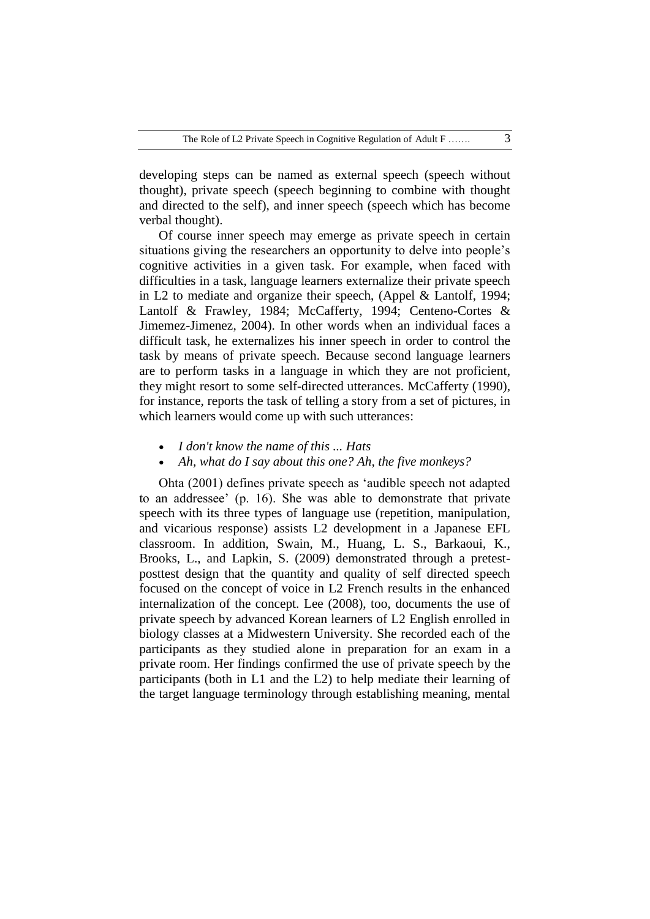developing steps can be named as external speech (speech without thought), private speech (speech beginning to combine with thought and directed to the self), and inner speech (speech which has become verbal thought).

Of course inner speech may emerge as private speech in certain situations giving the researchers an opportunity to delve into people's cognitive activities in a given task. For example, when faced with difficulties in a task, language learners externalize their private speech in L2 to mediate and organize their speech, (Appel & Lantolf, 1994; Lantolf & Frawley, 1984; McCafferty, 1994; Centeno-Cortes & Jimemez-Jimenez, 2004). In other words when an individual faces a difficult task, he externalizes his inner speech in order to control the task by means of private speech. Because second language learners are to perform tasks in a language in which they are not proficient, they might resort to some self-directed utterances. McCafferty (1990), for instance, reports the task of telling a story from a set of pictures, in which learners would come up with such utterances:

- *I don't know the name of this ... Hats*
- *Ah, what do I say about this one? Ah, the five monkeys?*

Ohta (2001) defines private speech as 'audible speech not adapted to an addressee' (p. 16). She was able to demonstrate that private speech with its three types of language use (repetition, manipulation, and vicarious response) assists L2 development in a Japanese EFL classroom. In addition, Swain, M., Huang, L. S., Barkaoui, K., Brooks, L., and Lapkin, S. (2009) demonstrated through a pretest-posttest design that the quantity and quality of self directed speech focused on the concept of voice in L2 French results in the enhanced internalization of the concept. Lee (2008), too, documents the use of private speech by advanced Korean learners of L2 English enrolled in biology classes at a Midwestern University. She recorded each of the participants as they studied alone in preparation for an exam in a private room. Her findings confirmed the use of private speech by the participants (both in L1 and the L2) to help mediate their learning of the target language terminology through establishing meaning, mental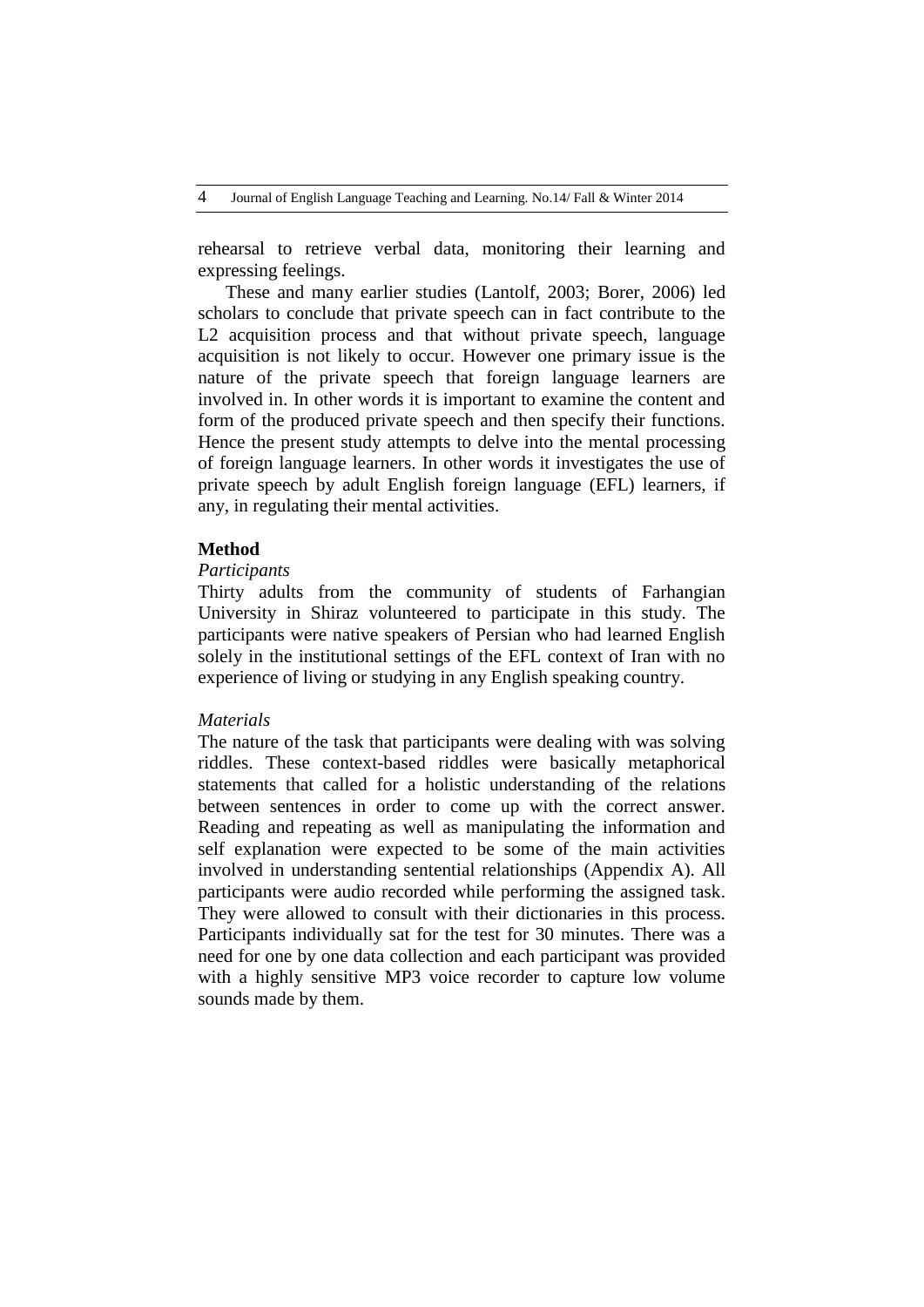rehearsal to retrieve verbal data, monitoring their learning and expressing feelings.

These and many earlier studies (Lantolf, 2003; Borer, 2006) led scholars to conclude that private speech can in fact contribute to the L2 acquisition process and that without private speech, language acquisition is not likely to occur. However one primary issue is the nature of the private speech that foreign language learners are involved in. In other words it is important to examine the content and form of the produced private speech and then specify their functions. Hence the present study attempts to delve into the mental processing of foreign language learners. In other words it investigates the use of private speech by adult English foreign language (EFL) learners, if any, in regulating their mental activities.

## Method

### *Participants*

Thirty adults from the community of students of Farhangian University in Shiraz volunteered to participate in this study. The participants were native speakers of Persian who had learned English solely in the institutional settings of the EFL context of Iran with no experience of living or studying in any English speaking country.

### *Materials*

The nature of the task that participants were dealing with was solving riddles. These context-based riddles were basically metaphorical statements that called for a holistic understanding of the relations between sentences in order to come up with the correct answer. Reading and repeating as well as manipulating the information and self explanation were expected to be some of the main activities involved in understanding sentential relationships (Appendix A). All participants were audio recorded while performing the assigned task. They were allowed to consult with their dictionaries in this process. Participants individually sat for the test for 30 minutes. There was a need for one by one data collection and each participant was provided with a highly sensitive MP3 voice recorder to capture low volume sounds made by them.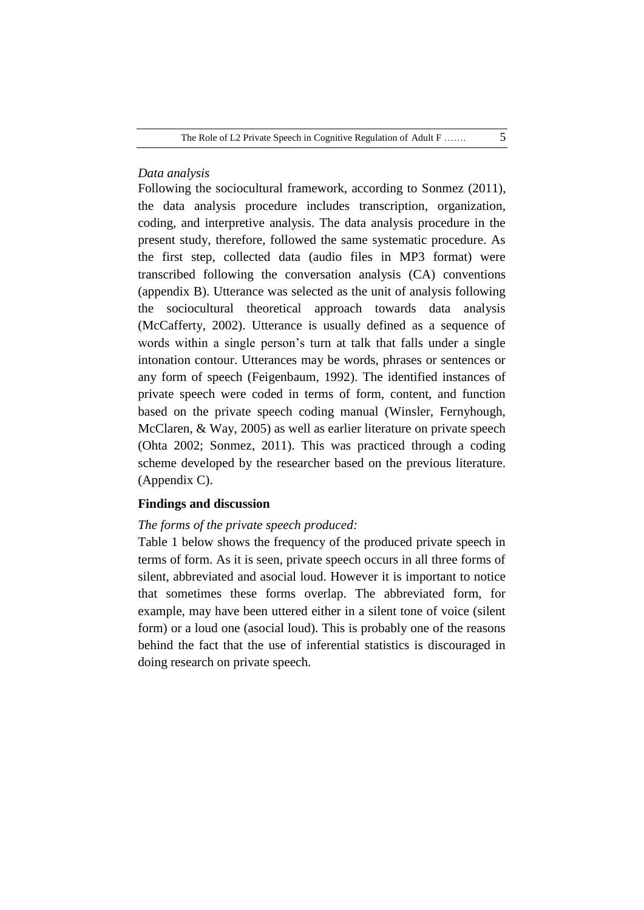*Data analysis*

Following the sociocultural framework, according to Sonmez (2011), the data analysis procedure includes transcription, organization, coding, and interpretive analysis. The data analysis procedure in the present study, therefore, followed the same systematic procedure. As the first step, collected data (audio files in MP3 format) were transcribed following the conversation analysis (CA) conventions (appendix B). Utterance was selected as the unit of analysis following the sociocultural theoretical approach towards data analysis (McCafferty, 2002). Utterance is usually defined as a sequence of words within a single person's turn at talk that falls under a single intonation contour. Utterances may be words, phrases or sentences or any form of speech (Feigenbaum, 1992). The identified instances of private speech were coded in terms of form, content, and function based on the private speech coding manual (Winsler, Fernyhough, McClaren, & Way, 2005) as well as earlier literature on private speech (Ohta 2002; Sonmez, 2011). This was practiced through a coding scheme developed by the researcher based on the previous literature. (Appendix C).

## Findings and discussion

*The forms of the private speech produced:*

Table 1 below shows the frequency of the produced private speech in terms of form. As it is seen, private speech occurs in all three forms of silent, abbreviated and asocial loud. However it is important to notice that sometimes these forms overlap. The abbreviated form, for example, may have been uttered either in a silent tone of voice (silent form) or a loud one (asocial loud). This is probably one of the reasons behind the fact that the use of inferential statistics is discouraged in doing research on private speech.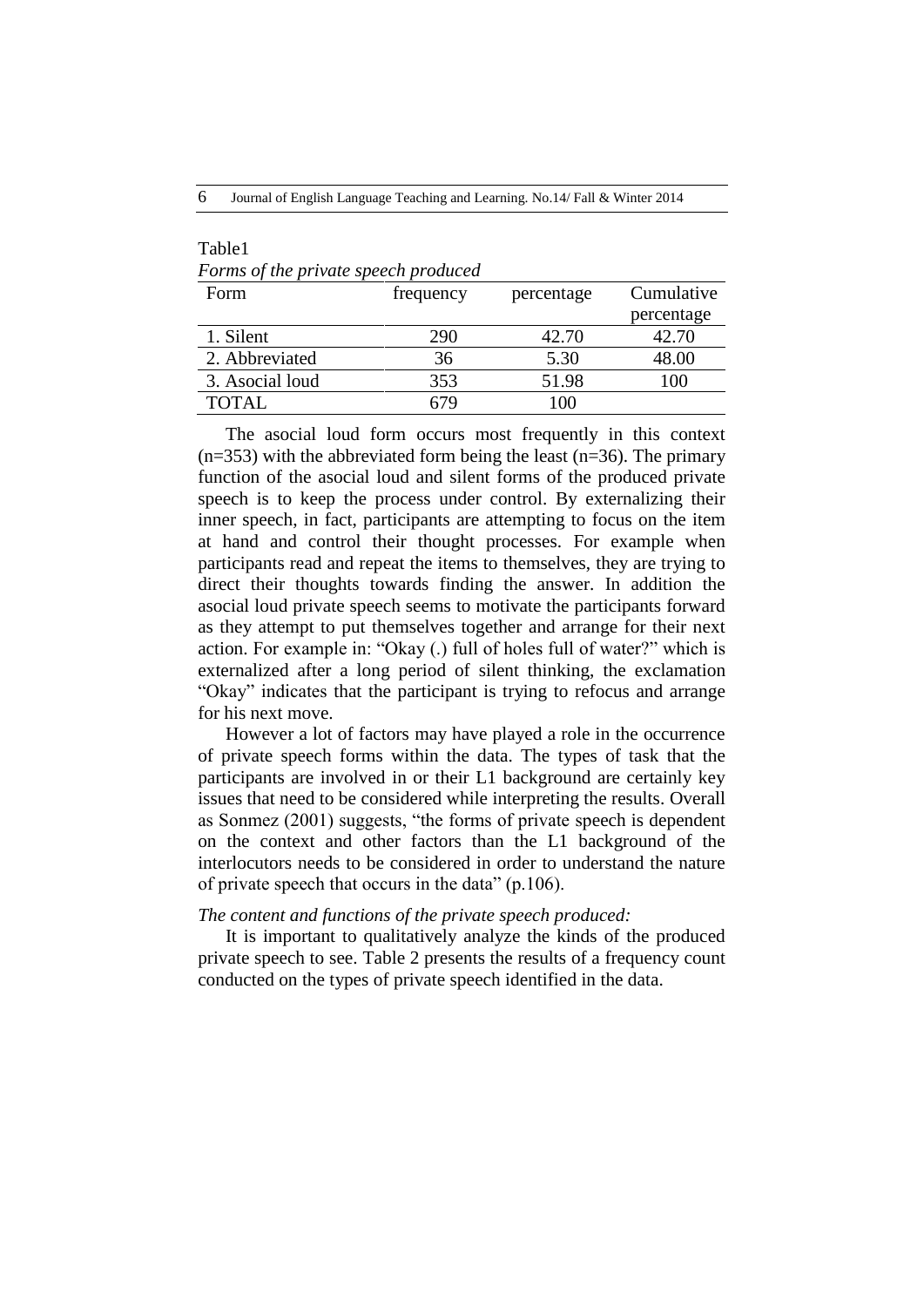Table1

*Forms of the private speech produced*

| Form | frequency | percentage | Cumulative percentage |
|---|---|---|---|
| 1. Silent | 290 | 42.70 | 42.70 |
| 2. Abbreviated | 36 | 5.30 | 48.00 |
| 3. Asocial loud | 353 | 51.98 | 100 |
| TOTAL | 679 | 100 | |

The asocial loud form occurs most frequently in this context (n=353) with the abbreviated form being the least (n=36). The primary function of the asocial loud and silent forms of the produced private speech is to keep the process under control. By externalizing their inner speech, in fact, participants are attempting to focus on the item at hand and control their thought processes. For example when participants read and repeat the items to themselves, they are trying to direct their thoughts towards finding the answer. In addition the asocial loud private speech seems to motivate the participants forward as they attempt to put themselves together and arrange for their next action. For example in: "Okay (.) full of holes full of water?" which is externalized after a long period of silent thinking, the exclamation "Okay" indicates that the participant is trying to refocus and arrange for his next move.

However a lot of factors may have played a role in the occurrence of private speech forms within the data. The types of task that the participants are involved in or their L1 background are certainly key issues that need to be considered while interpreting the results. Overall as Sonmez (2001) suggests, "the forms of private speech is dependent on the context and other factors than the L1 background of the interlocutors needs to be considered in order to understand the nature of private speech that occurs in the data" (p.106).

*The content and functions of the private speech produced:*

It is important to qualitatively analyze the kinds of the produced private speech to see. Table 2 presents the results of a frequency count conducted on the types of private speech identified in the data.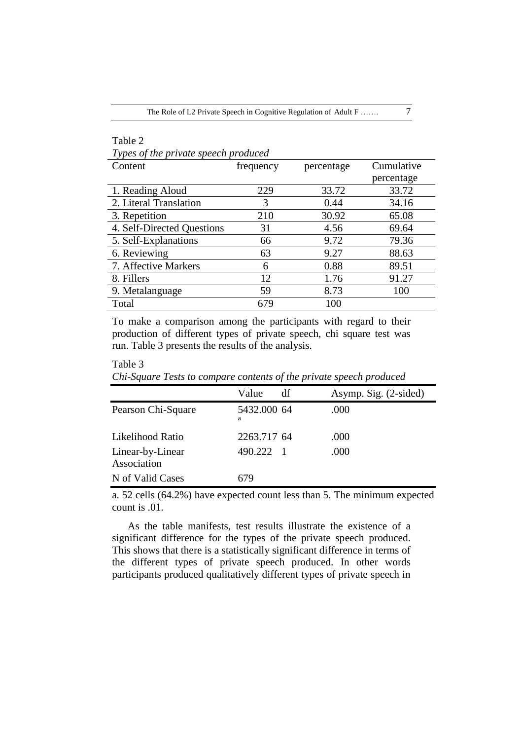Table 2

*Types of the private speech produced*

| Content | frequency | percentage | Cumulative percentage |
|---|---|---|---|
| 1. Reading Aloud | 229 | 33.72 | 33.72 |
| 2. Literal Translation | 3 | 0.44 | 34.16 |
| 3. Repetition | 210 | 30.92 | 65.08 |
| 4. Self-Directed Questions | 31 | 4.56 | 69.64 |
| 5. Self-Explanations | 66 | 9.72 | 79.36 |
| 6. Reviewing | 63 | 9.27 | 88.63 |
| 7. Affective Markers | 6 | 0.88 | 89.51 |
| 8. Fillers | 12 | 1.76 | 91.27 |
| 9. Metalanguage | 59 | 8.73 | 100 |
| Total | 679 | 100 | |

To make a comparison among the participants with regard to their production of different types of private speech, chi square test was run. Table 3 presents the results of the analysis.

Table 3

*Chi-Square Tests to compare contents of the private speech produced*

| | Value | df | Asymp. Sig. (2-sided) |
|---|---|---|---|
| Pearson Chi-Square | 5432.000[a] | 64 | .000 |
| Likelihood Ratio | 2263.717 | 64 | .000 |
| Linear-by-Linear Association | 490.222 | 1 | .000 |
| N of Valid Cases | 679 | | |

a. 52 cells (64.2%) have expected count less than 5. The minimum expected count is .01.

As the table manifests, test results illustrate the existence of a significant difference for the types of the private speech produced. This shows that there is a statistically significant difference in terms of the different types of private speech produced. In other words participants produced qualitatively different types of private speech in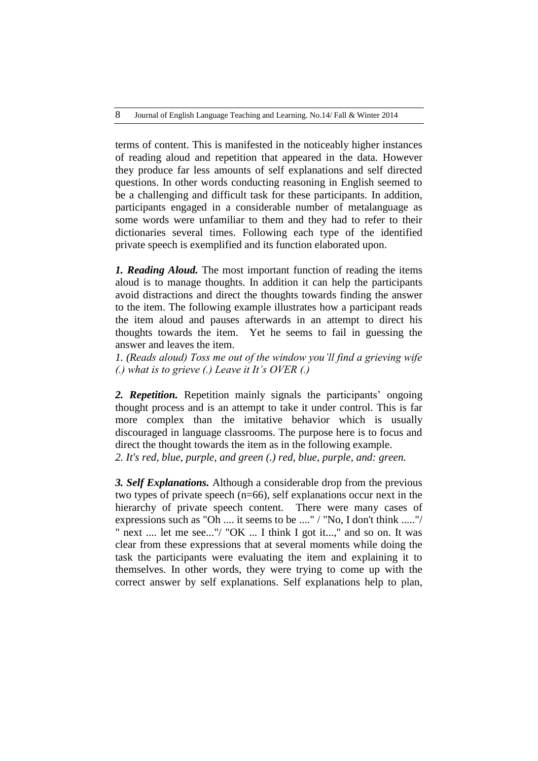terms of content. This is manifested in the noticeably higher instances of reading aloud and repetition that appeared in the data. However they produce far less amounts of self explanations and self directed questions. In other words conducting reasoning in English seemed to be a challenging and difficult task for these participants. In addition, participants engaged in a considerable number of metalanguage as some words were unfamiliar to them and they had to refer to their dictionaries several times. Following each type of the identified private speech is exemplified and its function elaborated upon.

***1. Reading Aloud.*** The most important function of reading the items aloud is to manage thoughts. In addition it can help the participants avoid distractions and direct the thoughts towards finding the answer to the item. The following example illustrates how a participant reads the item aloud and pauses afterwards in an attempt to direct his thoughts towards the item. Yet he seems to fail in guessing the answer and leaves the item.

*1. (Reads aloud) Toss me out of the window you'll find a grieving wife (.) what is to grieve (.) Leave it It's OVER (.)*

***2. Repetition.*** Repetition mainly signals the participants' ongoing thought process and is an attempt to take it under control. This is far more complex than the imitative behavior which is usually discouraged in language classrooms. The purpose here is to focus and direct the thought towards the item as in the following example.

*2. It's red, blue, purple, and green (.) red, blue, purple, and: green.*

***3. Self Explanations.*** Although a considerable drop from the previous two types of private speech (n=66), self explanations occur next in the hierarchy of private speech content. There were many cases of expressions such as "Oh .... it seems to be ...." / "No, I don't think ....."/ " next .... let me see..."/ "OK ... I think I got it...," and so on. It was clear from these expressions that at several moments while doing the task the participants were evaluating the item and explaining it to themselves. In other words, they were trying to come up with the correct answer by self explanations. Self explanations help to plan,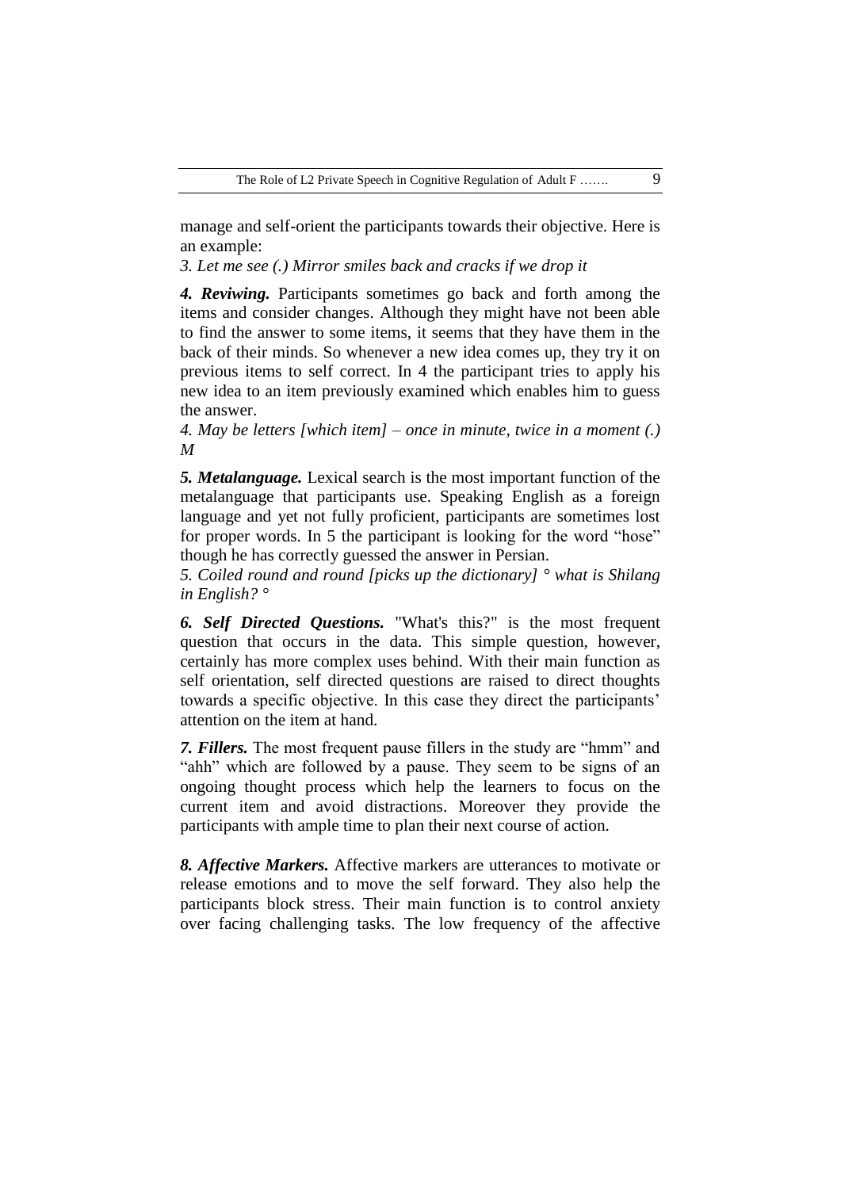manage and self-orient the participants towards their objective. Here is an example:

*3. Let me see (.) Mirror smiles back and cracks if we drop it*

***4. Reviwing.*** Participants sometimes go back and forth among the items and consider changes. Although they might have not been able to find the answer to some items, it seems that they have them in the back of their minds. So whenever a new idea comes up, they try it on previous items to self correct. In 4 the participant tries to apply his new idea to an item previously examined which enables him to guess the answer.

*4. May be letters [which item] – once in minute, twice in a moment (.) M*

***5. Metalanguage.*** Lexical search is the most important function of the metalanguage that participants use. Speaking English as a foreign language and yet not fully proficient, participants are sometimes lost for proper words. In 5 the participant is looking for the word "hose" though he has correctly guessed the answer in Persian.

*5. Coiled round and round [picks up the dictionary] ° what is Shilang in English? °*

***6. Self Directed Questions.*** "What's this?" is the most frequent question that occurs in the data. This simple question, however, certainly has more complex uses behind. With their main function as self orientation, self directed questions are raised to direct thoughts towards a specific objective. In this case they direct the participants' attention on the item at hand.

***7. Fillers.*** The most frequent pause fillers in the study are "hmm" and "ahh" which are followed by a pause. They seem to be signs of an ongoing thought process which help the learners to focus on the current item and avoid distractions. Moreover they provide the participants with ample time to plan their next course of action.

***8. Affective Markers.*** Affective markers are utterances to motivate or release emotions and to move the self forward. They also help the participants block stress. Their main function is to control anxiety over facing challenging tasks. The low frequency of the affective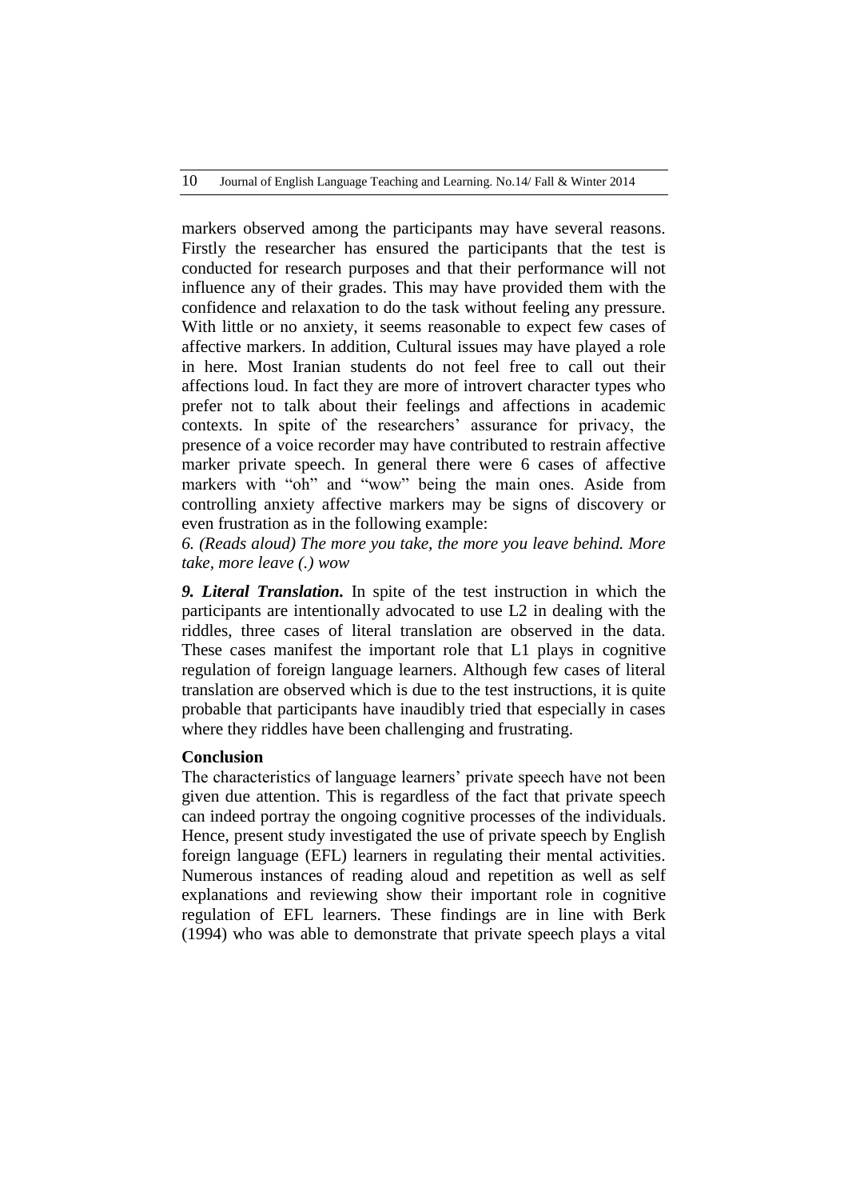markers observed among the participants may have several reasons. Firstly the researcher has ensured the participants that the test is conducted for research purposes and that their performance will not influence any of their grades. This may have provided them with the confidence and relaxation to do the task without feeling any pressure. With little or no anxiety, it seems reasonable to expect few cases of affective markers. In addition, Cultural issues may have played a role in here. Most Iranian students do not feel free to call out their affections loud. In fact they are more of introvert character types who prefer not to talk about their feelings and affections in academic contexts. In spite of the researchers' assurance for privacy, the presence of a voice recorder may have contributed to restrain affective marker private speech. In general there were 6 cases of affective markers with "oh" and "wow" being the main ones. Aside from controlling anxiety affective markers may be signs of discovery or even frustration as in the following example:

*6. (Reads aloud) The more you take, the more you leave behind. More take, more leave (.) wow*

***9. Literal Translation.*** In spite of the test instruction in which the participants are intentionally advocated to use L2 in dealing with the riddles, three cases of literal translation are observed in the data. These cases manifest the important role that L1 plays in cognitive regulation of foreign language learners. Although few cases of literal translation are observed which is due to the test instructions, it is quite probable that participants have inaudibly tried that especially in cases where they riddles have been challenging and frustrating.

**Conclusion**

The characteristics of language learners' private speech have not been given due attention. This is regardless of the fact that private speech can indeed portray the ongoing cognitive processes of the individuals. Hence, present study investigated the use of private speech by English foreign language (EFL) learners in regulating their mental activities. Numerous instances of reading aloud and repetition as well as self explanations and reviewing show their important role in cognitive regulation of EFL learners. These findings are in line with Berk (1994) who was able to demonstrate that private speech plays a vital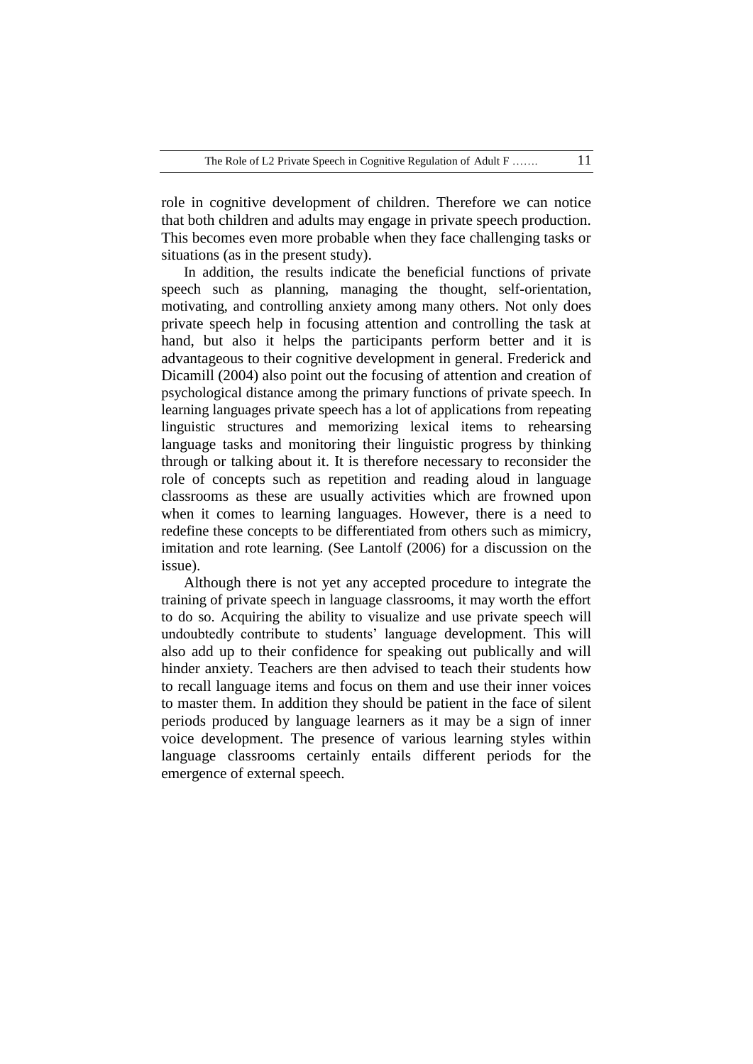role in cognitive development of children. Therefore we can notice that both children and adults may engage in private speech production. This becomes even more probable when they face challenging tasks or situations (as in the present study).

In addition, the results indicate the beneficial functions of private speech such as planning, managing the thought, self-orientation, motivating, and controlling anxiety among many others. Not only does private speech help in focusing attention and controlling the task at hand, but also it helps the participants perform better and it is advantageous to their cognitive development in general. Frederick and Dicamill (2004) also point out the focusing of attention and creation of psychological distance among the primary functions of private speech. In learning languages private speech has a lot of applications from repeating linguistic structures and memorizing lexical items to rehearsing language tasks and monitoring their linguistic progress by thinking through or talking about it. It is therefore necessary to reconsider the role of concepts such as repetition and reading aloud in language classrooms as these are usually activities which are frowned upon when it comes to learning languages. However, there is a need to redefine these concepts to be differentiated from others such as mimicry, imitation and rote learning. (See Lantolf (2006) for a discussion on the issue).

Although there is not yet any accepted procedure to integrate the training of private speech in language classrooms, it may worth the effort to do so. Acquiring the ability to visualize and use private speech will undoubtedly contribute to students' language development. This will also add up to their confidence for speaking out publically and will hinder anxiety. Teachers are then advised to teach their students how to recall language items and focus on them and use their inner voices to master them. In addition they should be patient in the face of silent periods produced by language learners as it may be a sign of inner voice development. The presence of various learning styles within language classrooms certainly entails different periods for the emergence of external speech.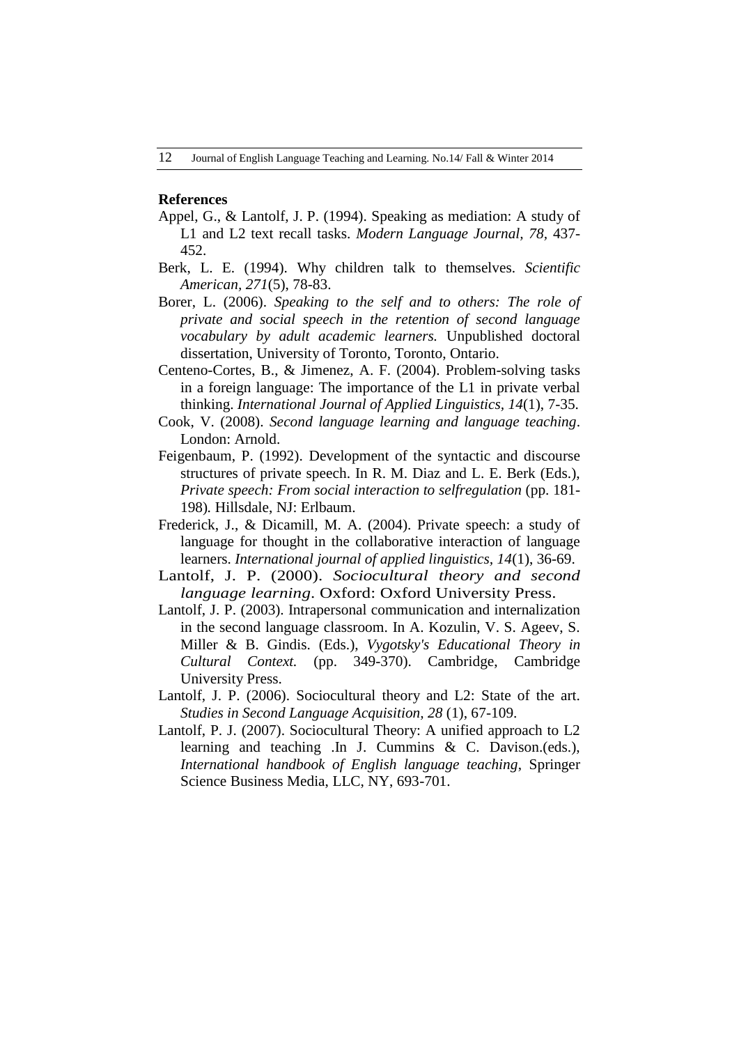**References**

Appel, G., & Lantolf, J. P. (1994). Speaking as mediation: A study of L1 and L2 text recall tasks. *Modern Language Journal, 78*, 437-452.

Berk, L. E. (1994). Why children talk to themselves. *Scientific American, 271*(5), 78-83.

Borer, L. (2006). *Speaking to the self and to others: The role of private and social speech in the retention of second language vocabulary by adult academic learners.* Unpublished doctoral dissertation, University of Toronto, Toronto, Ontario.

Centeno-Cortes, B., & Jimenez, A. F. (2004). Problem-solving tasks in a foreign language: The importance of the L1 in private verbal thinking. *International Journal of Applied Linguistics, 14*(1), 7-35.

Cook, V. (2008). *Second language learning and language teaching*. London: Arnold.

Feigenbaum, P. (1992). Development of the syntactic and discourse structures of private speech. In R. M. Diaz and L. E. Berk (Eds.), *Private speech: From social interaction to selfregulation* (pp. 181-198)*.* Hillsdale, NJ: Erlbaum.

Frederick, J., & Dicamill, M. A. (2004). Private speech: a study of language for thought in the collaborative interaction of language learners. *International journal of applied linguistics, 14*(1), 36-69.

Lantolf, J. P. (2000). *Sociocultural theory and second language learning*. Oxford: Oxford University Press.

Lantolf, J. P. (2003). Intrapersonal communication and internalization in the second language classroom. In A. Kozulin, V. S. Ageev, S. Miller & B. Gindis. (Eds.), *Vygotsky's Educational Theory in Cultural Context.* (pp. 349-370). Cambridge, Cambridge University Press.

Lantolf, J. P. (2006). Sociocultural theory and L2: State of the art. *Studies in Second Language Acquisition, 28* (1), 67-109.

Lantolf, P. J. (2007). Sociocultural Theory: A unified approach to L2 learning and teaching .In J. Cummins & C. Davison.(eds.), *International handbook of English language teaching*, Springer Science Business Media, LLC, NY, 693-701.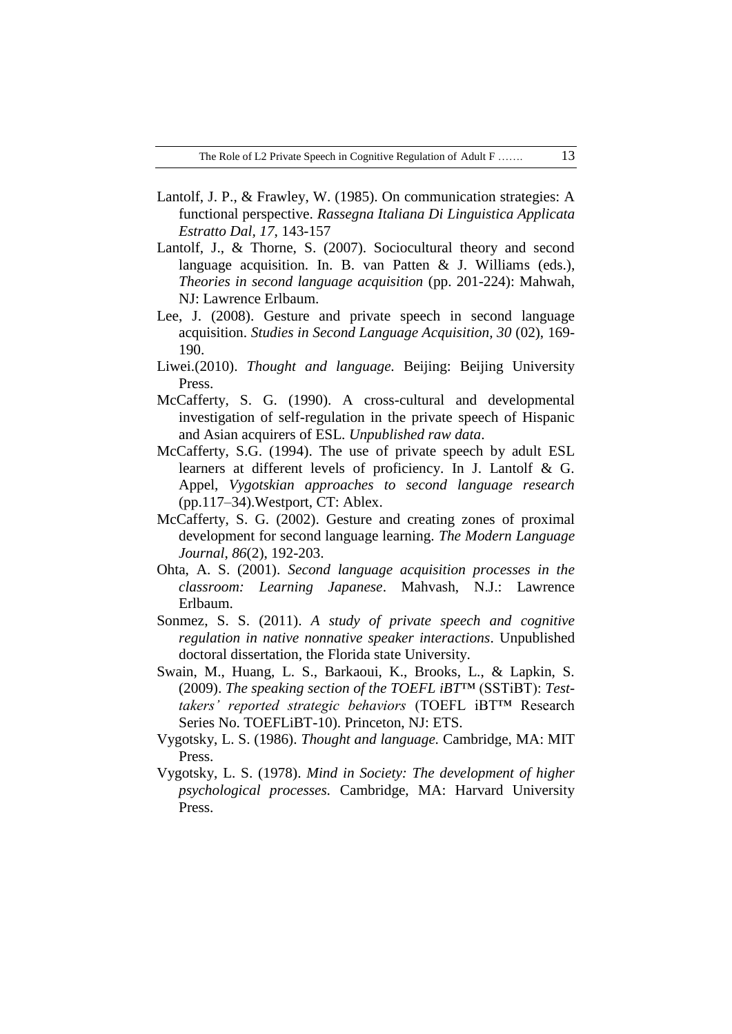Lantolf, J. P., & Frawley, W. (1985). On communication strategies: A functional perspective. *Rassegna Italiana Di Linguistica Applicata Estratto Dal, 17*, 143-157

Lantolf, J., & Thorne, S. (2007). Sociocultural theory and second language acquisition. In. B. van Patten & J. Williams (eds.), *Theories in second language acquisition* (pp. 201-224): Mahwah, NJ: Lawrence Erlbaum.

Lee, J. (2008). Gesture and private speech in second language acquisition. *Studies in Second Language Acquisition, 30* (02), 169-190.

Liwei.(2010). *Thought and language.* Beijing: Beijing University Press.

McCafferty, S. G. (1990). A cross-cultural and developmental investigation of self-regulation in the private speech of Hispanic and Asian acquirers of ESL. *Unpublished raw data*.

McCafferty, S.G. (1994). The use of private speech by adult ESL learners at different levels of proficiency. In J. Lantolf & G. Appel, *Vygotskian approaches to second language research* (pp.117–34).Westport, CT: Ablex.

McCafferty, S. G. (2002). Gesture and creating zones of proximal development for second language learning. *The Modern Language Journal*, *86*(2), 192-203.

Ohta, A. S. (2001). *Second language acquisition processes in the classroom: Learning Japanese*. Mahvash, N.J.: Lawrence Erlbaum.

Sonmez, S. S. (2011). *A study of private speech and cognitive regulation in native nonnative speaker interactions*. Unpublished doctoral dissertation, the Florida state University.

Swain, M., Huang, L. S., Barkaoui, K., Brooks, L., & Lapkin, S. (2009). *The speaking section of the TOEFL iBT*™ (SSTiBT): *Test-takers' reported strategic behaviors* (TOEFL iBT™ Research Series No. TOEFLiBT-10). Princeton, NJ: ETS.

Vygotsky, L. S. (1986). *Thought and language.* Cambridge, MA: MIT Press.

Vygotsky, L. S. (1978). *Mind in Society: The development of higher psychological processes.* Cambridge, MA: Harvard University Press.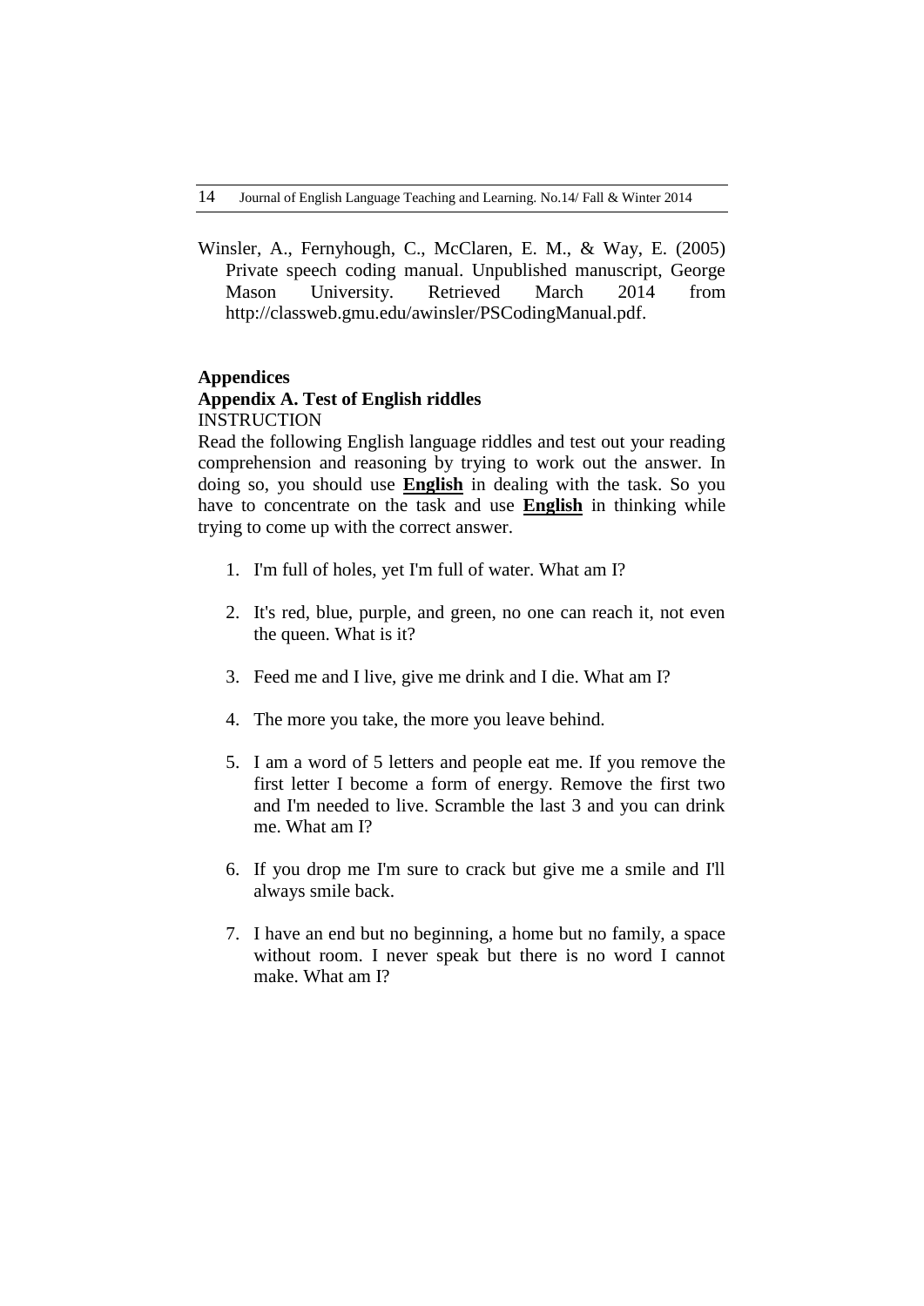Winsler, A., Fernyhough, C., McClaren, E. M., & Way, E. (2005) Private speech coding manual. Unpublished manuscript, George Mason University. Retrieved March 2014 from http://classweb.gmu.edu/awinsler/PSCodingManual.pdf.

## Appendices

### Appendix A. Test of English riddles

INSTRUCTION

Read the following English language riddles and test out your reading comprehension and reasoning by trying to work out the answer. In doing so, you should use **English** in dealing with the task. So you have to concentrate on the task and use **English** in thinking while trying to come up with the correct answer.

1. I'm full of holes, yet I'm full of water. What am I?
2. It's red, blue, purple, and green, no one can reach it, not even the queen. What is it?
3. Feed me and I live, give me drink and I die. What am I?
4. The more you take, the more you leave behind.
5. I am a word of 5 letters and people eat me. If you remove the first letter I become a form of energy. Remove the first two and I'm needed to live. Scramble the last 3 and you can drink me. What am I?
6. If you drop me I'm sure to crack but give me a smile and I'll always smile back.
7. I have an end but no beginning, a home but no family, a space without room. I never speak but there is no word I cannot make. What am I?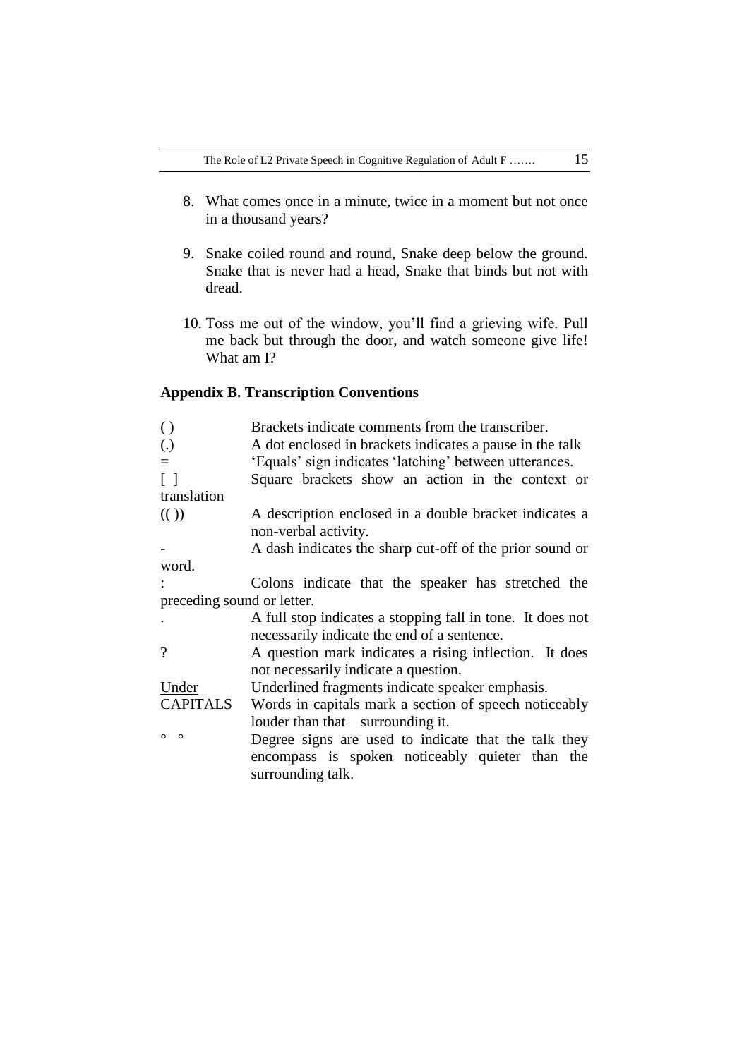8. What comes once in a minute, twice in a moment but not once in a thousand years?

9. Snake coiled round and round, Snake deep below the ground. Snake that is never had a head, Snake that binds but not with dread.

10. Toss me out of the window, you'll find a grieving wife. Pull me back but through the door, and watch someone give life! What am I?

## Appendix B. Transcription Conventions

| Symbol | Meaning |
|---|---|
| ( ) | Brackets indicate comments from the transcriber. |
| (.) | A dot enclosed in brackets indicates a pause in the talk |
| = | 'Equals' sign indicates 'latching' between utterances. |
| [ ] | Square brackets show an action in the context or translation |
| (( )) | A description enclosed in a double bracket indicates a non-verbal activity. |
| - | A dash indicates the sharp cut-off of the prior sound or word. |
| : | Colons indicate that the speaker has stretched the preceding sound or letter. |
| . | A full stop indicates a stopping fall in tone. It does not necessarily indicate the end of a sentence. |
| ? | A question mark indicates a rising inflection. It does not necessarily indicate a question. |
| <u>Under</u> | Underlined fragments indicate speaker emphasis. |
| CAPITALS | Words in capitals mark a section of speech noticeably louder than that surrounding it. |
| ° ° | Degree signs are used to indicate that the talk they encompass is spoken noticeably quieter than the surrounding talk. |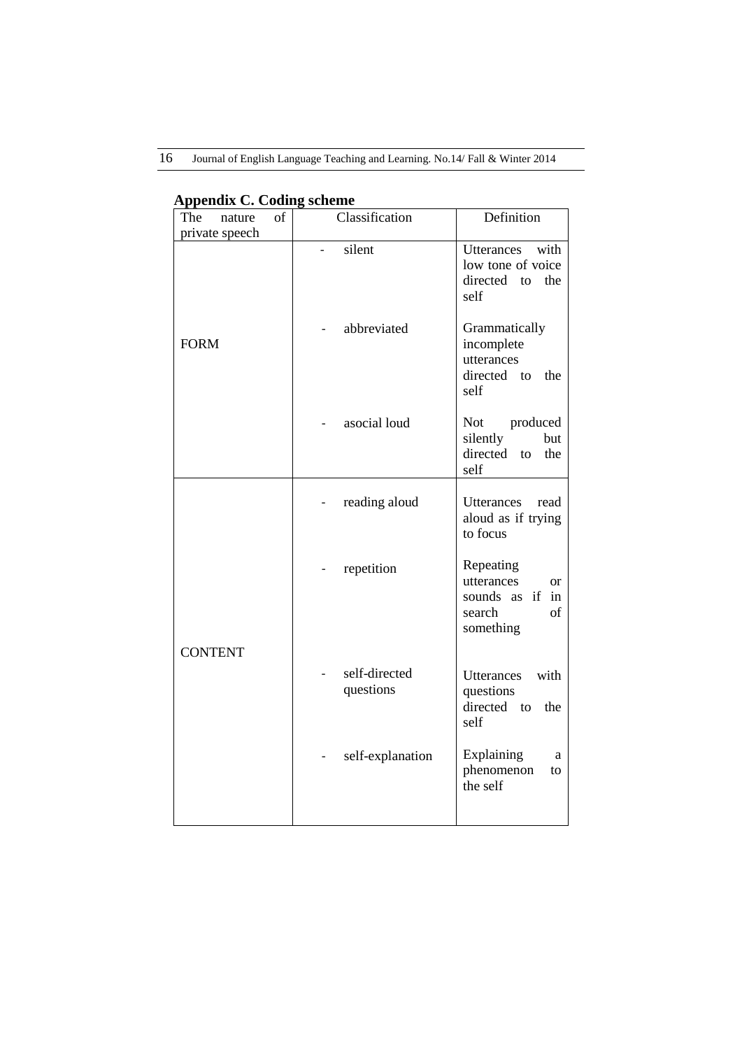**Appendix C. Coding scheme**

| The nature of private speech | Classification | Definition |
|---|---|---|
| FORM | - silent | Utterances with low tone of voice directed to the self |
| | - abbreviated | Grammatically incomplete utterances directed to the self |
| | - asocial loud | Not produced silently but directed to the self |
| CONTENT | - reading aloud | Utterances read aloud as if trying to focus |
| | - repetition | Repeating utterances or sounds as if in search of something |
| | - self-directed questions | Utterances with questions directed to the self |
| | - self-explanation | Explaining a phenomenon to the self |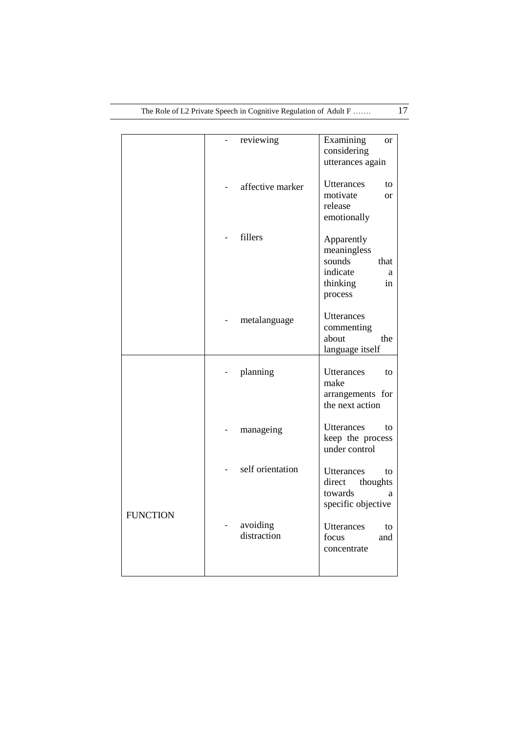| | | |
|---|---|---|
| | - reviewing | Examining or considering utterances again |
| | - affective marker | Utterances to motivate or release emotionally |
| | - fillers | Apparently meaningless sounds that indicate a thinking in process |
| | - metalanguage | Utterances commenting about the language itself |
| FUNCTION | - planning | Utterances to make arrangements for the next action |
| | - manageing | Utterances to keep the process under control |
| | - self orientation | Utterances to direct thoughts towards a specific objective |
| | - avoiding distraction | Utterances to focus and concentrate |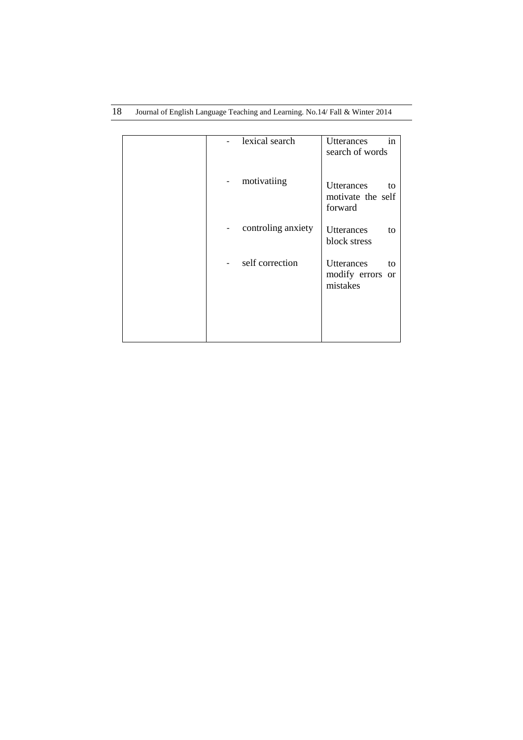| | | |
|---|---|---|
| | - lexical search | Utterances in search of words |
| | - motivatiing | Utterances to motivate the self forward |
| | - controling anxiety | Utterances to block stress |
| | - self correction | Utterances to modify errors or mistakes |